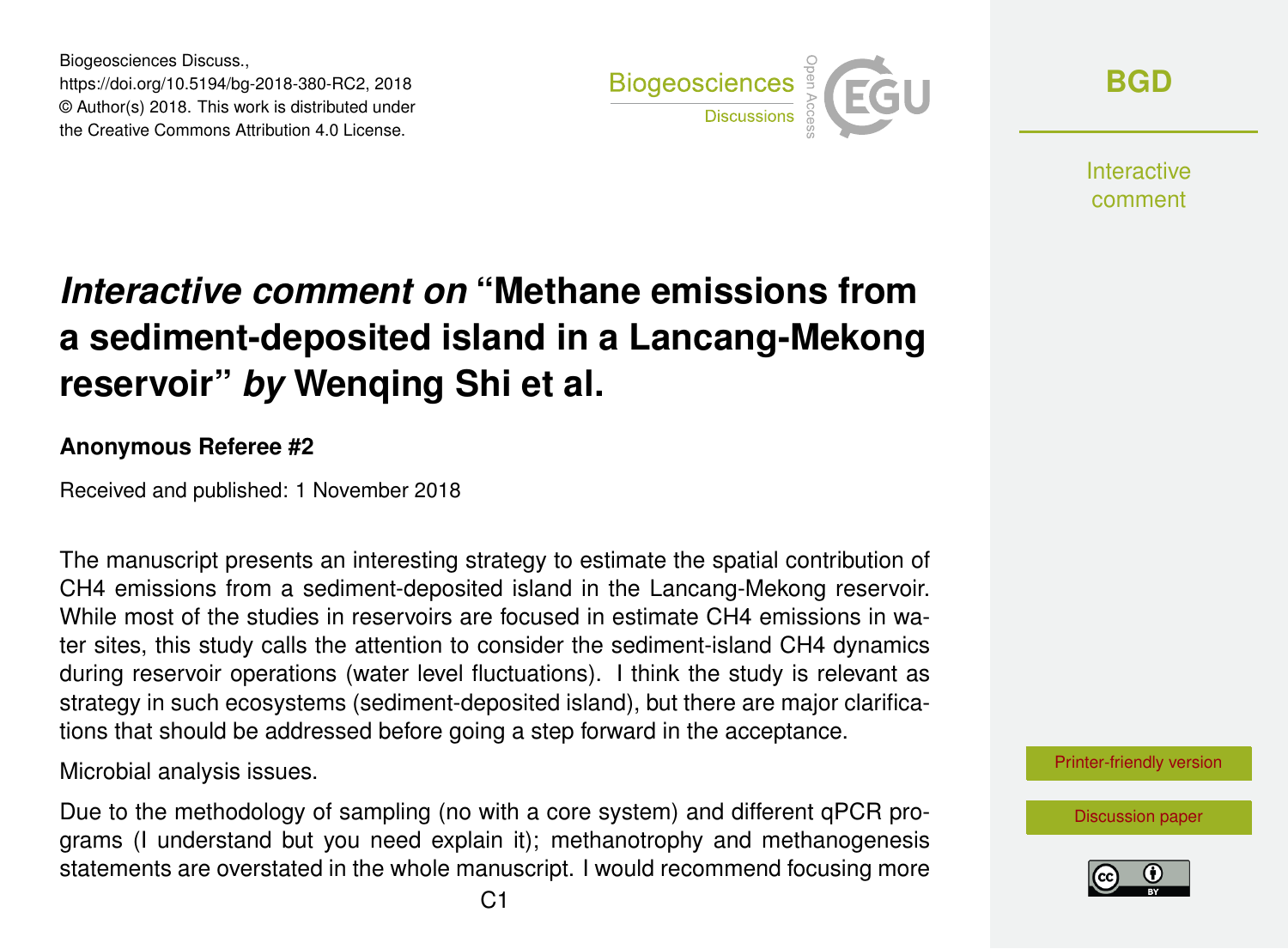# *Interactive comment on* "Methane emissions from a sediment-deposited island in a Lancang-Mekong reservoir" *by* Wenqing Shi et al.

### Anonymous Referee #2

Received and published: 1 November 2018

The manuscript presents an interesting strategy to estimate the spatial contribution of CH4 emissions from a sediment-deposited island in the Lancang-Mekong reservoir. While most of the studies in reservoirs are focused in estimate CH4 emissions in water sites, this study calls the attention to consider the sediment-island CH4 dynamics during reservoir operations (water level fluctuations). I think the study is relevant as strategy in such ecosystems (sediment-deposited island), but there are major clarifications that should be addressed before going a step forward in the acceptance.

Microbial analysis issues.

Due to the methodology of sampling (no with a core system) and different qPCR programs (I understand but you need explain it); methanotrophy and methanogenesis statements are overstated in the whole manuscript. I would recommend focusing more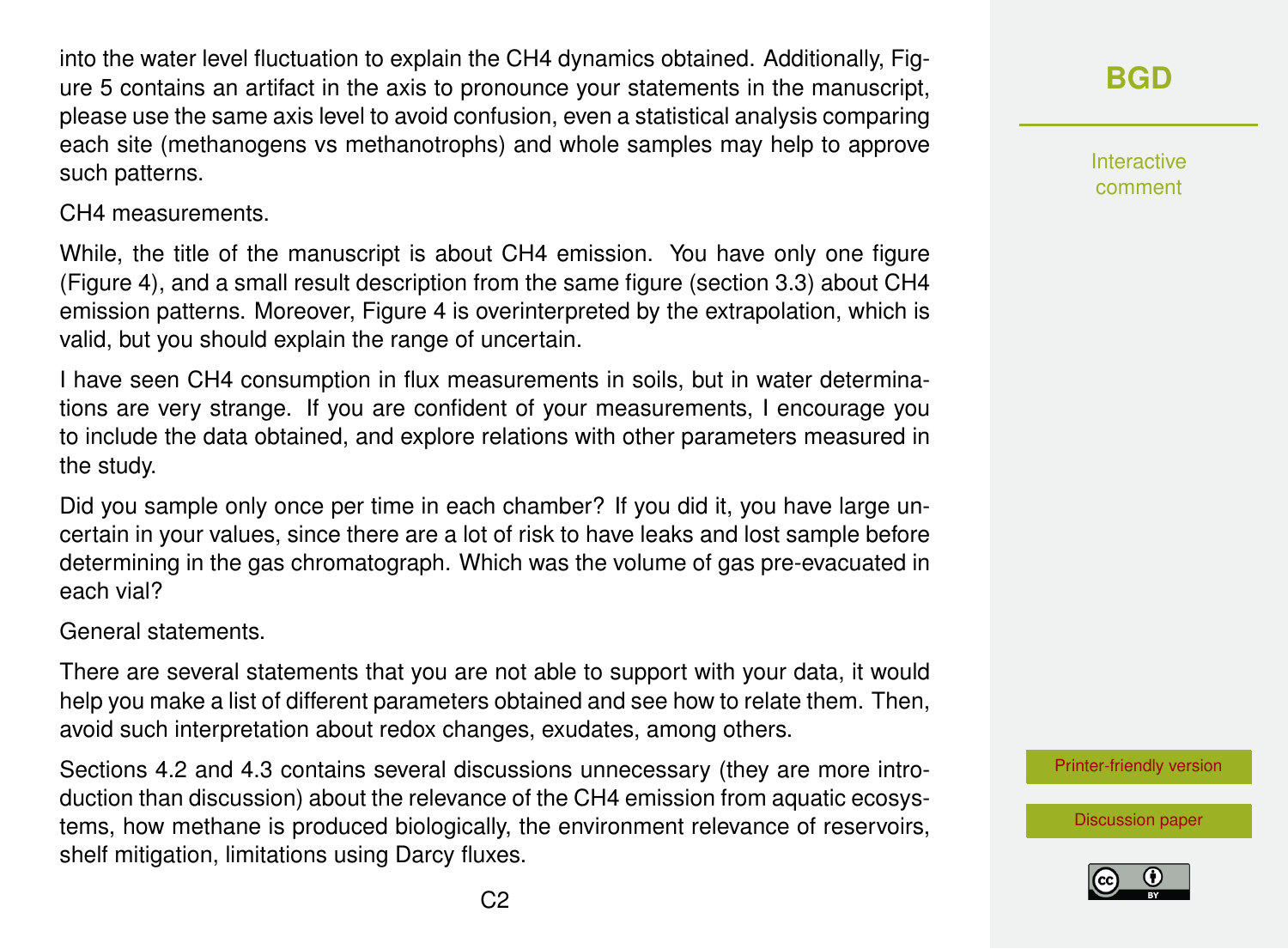into the water level fluctuation to explain the $CH_4$ dynamics obtained. Additionally, Figure 5 contains an artifact in the axis to pronounce your statements in the manuscript, please use the same axis level to avoid confusion, even a statistical analysis comparing each site (methanogens vs methanotrophs) and whole samples may help to approve such patterns.

$CH_4$ measurements.

While, the title of the manuscript is about $CH_4$ emission. You have only one figure (Figure 4), and a small result description from the same figure (section 3.3) about $CH_4$ emission patterns. Moreover, Figure 4 is overinterpreted by the extrapolation, which is valid, but you should explain the range of uncertain.

I have seen $CH_4$ consumption in flux measurements in soils, but in water determinations are very strange. If you are confident of your measurements, I encourage you to include the data obtained, and explore relations with other parameters measured in the study.

Did you sample only once per time in each chamber? If you did it, you have large uncertain in your values, since there are a lot of risk to have leaks and lost sample before determining in the gas chromatograph. Which was the volume of gas pre-evacuated in each vial?

General statements.

There are several statements that you are not able to support with your data, it would help you make a list of different parameters obtained and see how to relate them. Then, avoid such interpretation about redox changes, exudates, among others.

Sections 4.2 and 4.3 contains several discussions unnecessary (they are more introduction than discussion) about the relevance of the $CH_4$ emission from aquatic ecosystems, how methane is produced biologically, the environment relevance of reservoirs, shelf mitigation, limitations using Darcy fluxes.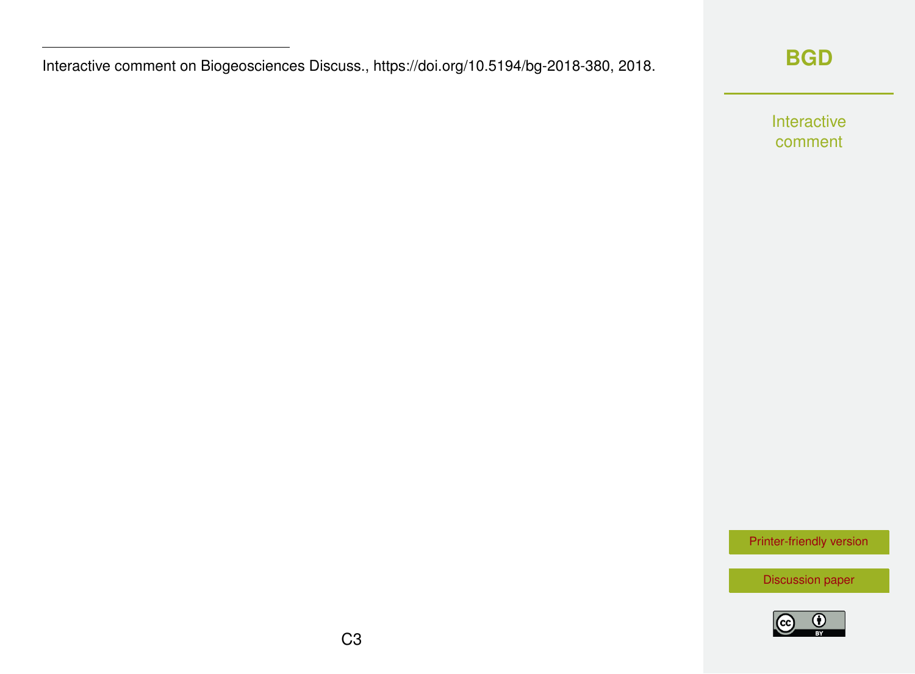Interactive comment on Biogeosciences Discuss., https://doi.org/10.5194/bg-2018-380, 2018.